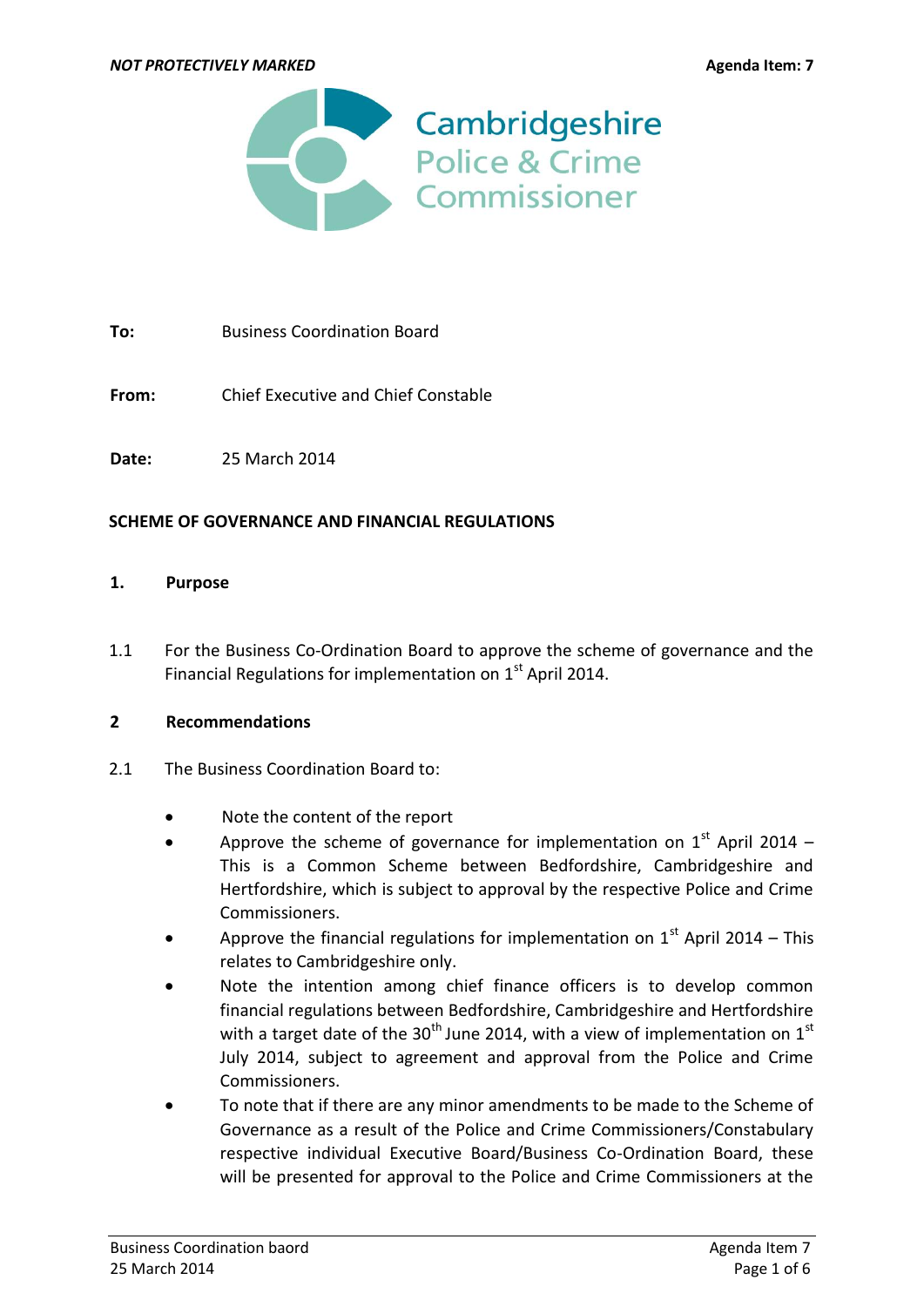*NOT PROTECTIVELY MARKED* **Agenda Item: 7**

Cambridgeshire Police & Crime Commissioner

**To:** Business Coordination Board

**From:** Chief Executive and Chief Constable

**Date:** 25 March 2014

**SCHEME OF GOVERNANCE AND FINANCIAL REGULATIONS**

## 1. Purpose

1.1 For the Business Co-Ordination Board to approve the scheme of governance and the Financial Regulations for implementation on 1st April 2014.

## 2 Recommendations

2.1 The Business Coordination Board to:

- Note the content of the report
- Approve the scheme of governance for implementation on 1st April 2014 – This is a Common Scheme between Bedfordshire, Cambridgeshire and Hertfordshire, which is subject to approval by the respective Police and Crime Commissioners.
- Approve the financial regulations for implementation on 1st April 2014 – This relates to Cambridgeshire only.
- Note the intention among chief finance officers is to develop common financial regulations between Bedfordshire, Cambridgeshire and Hertfordshire with a target date of the 30th June 2014, with a view of implementation on 1st July 2014, subject to agreement and approval from the Police and Crime Commissioners.
- To note that if there are any minor amendments to be made to the Scheme of Governance as a result of the Police and Crime Commissioners/Constabulary respective individual Executive Board/Business Co-Ordination Board, these will be presented for approval to the Police and Crime Commissioners at the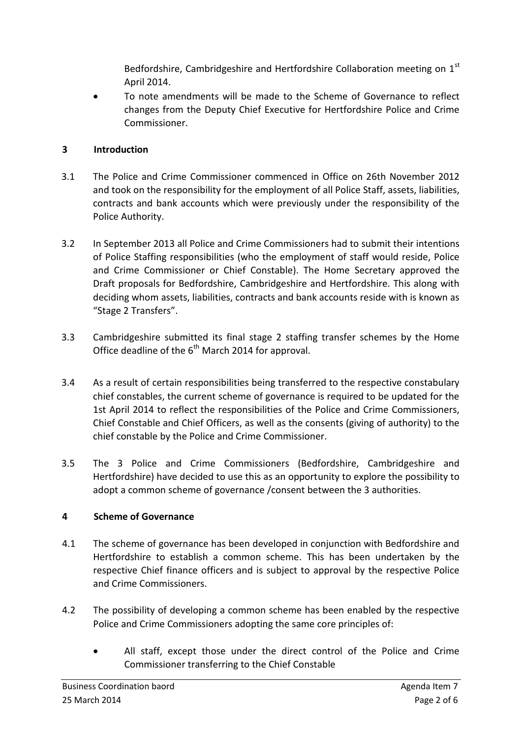Bedfordshire, Cambridgeshire and Hertfordshire Collaboration meeting on 1st April 2014.

- To note amendments will be made to the Scheme of Governance to reflect changes from the Deputy Chief Executive for Hertfordshire Police and Crime Commissioner.

## 3 Introduction

3.1 The Police and Crime Commissioner commenced in Office on 26th November 2012 and took on the responsibility for the employment of all Police Staff, assets, liabilities, contracts and bank accounts which were previously under the responsibility of the Police Authority.

3.2 In September 2013 all Police and Crime Commissioners had to submit their intentions of Police Staffing responsibilities (who the employment of staff would reside, Police and Crime Commissioner or Chief Constable). The Home Secretary approved the Draft proposals for Bedfordshire, Cambridgeshire and Hertfordshire. This along with deciding whom assets, liabilities, contracts and bank accounts reside with is known as "Stage 2 Transfers".

3.3 Cambridgeshire submitted its final stage 2 staffing transfer schemes by the Home Office deadline of the 6th March 2014 for approval.

3.4 As a result of certain responsibilities being transferred to the respective constabulary chief constables, the current scheme of governance is required to be updated for the 1st April 2014 to reflect the responsibilities of the Police and Crime Commissioners, Chief Constable and Chief Officers, as well as the consents (giving of authority) to the chief constable by the Police and Crime Commissioner.

3.5 The 3 Police and Crime Commissioners (Bedfordshire, Cambridgeshire and Hertfordshire) have decided to use this as an opportunity to explore the possibility to adopt a common scheme of governance /consent between the 3 authorities.

## 4 Scheme of Governance

4.1 The scheme of governance has been developed in conjunction with Bedfordshire and Hertfordshire to establish a common scheme. This has been undertaken by the respective Chief finance officers and is subject to approval by the respective Police and Crime Commissioners.

4.2 The possibility of developing a common scheme has been enabled by the respective Police and Crime Commissioners adopting the same core principles of:

- All staff, except those under the direct control of the Police and Crime Commissioner transferring to the Chief Constable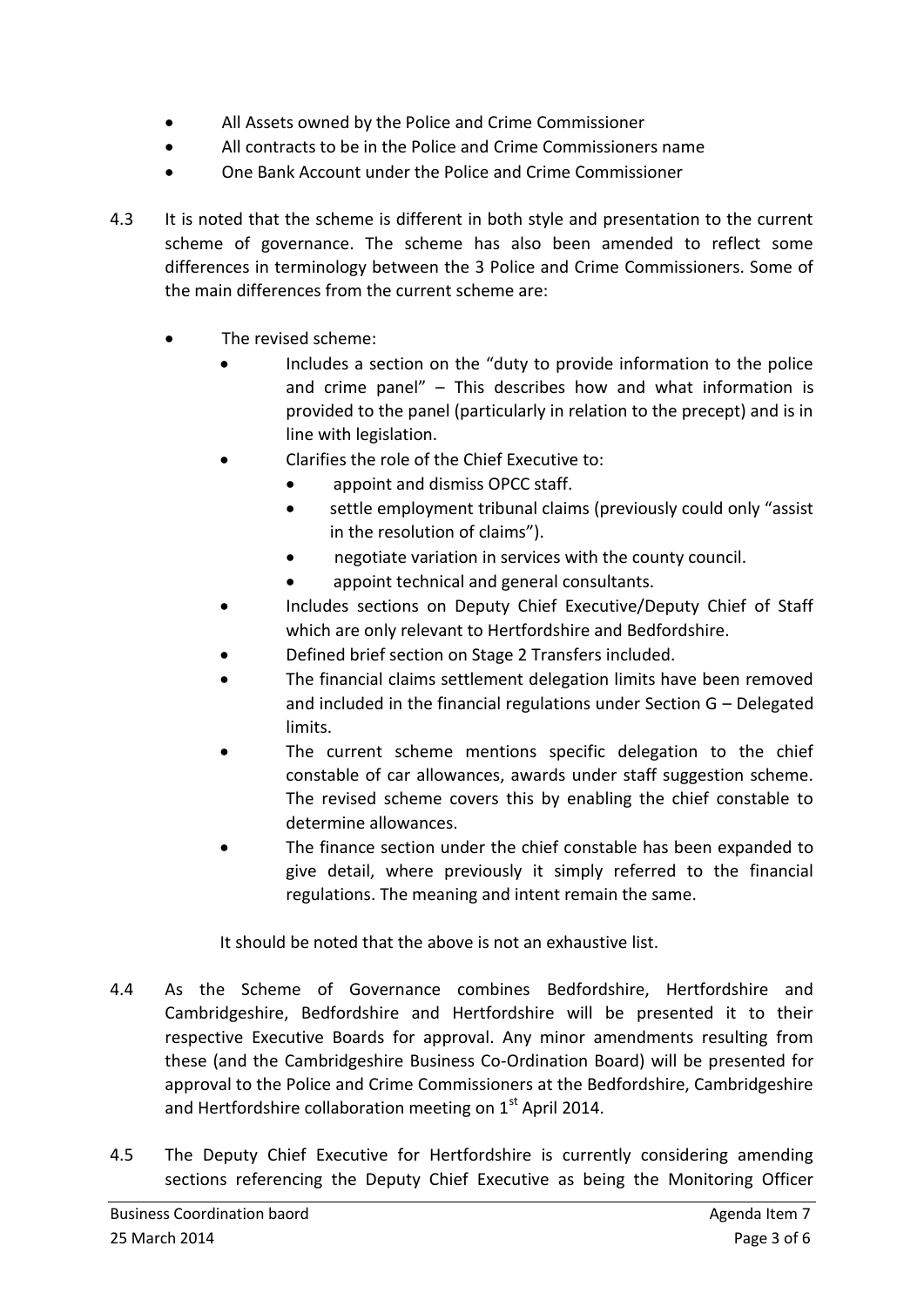- All Assets owned by the Police and Crime Commissioner
- All contracts to be in the Police and Crime Commissioners name
- One Bank Account under the Police and Crime Commissioner

4.3 It is noted that the scheme is different in both style and presentation to the current scheme of governance. The scheme has also been amended to reflect some differences in terminology between the 3 Police and Crime Commissioners. Some of the main differences from the current scheme are:

- The revised scheme:
  - Includes a section on the "duty to provide information to the police and crime panel" – This describes how and what information is provided to the panel (particularly in relation to the precept) and is in line with legislation.
  - Clarifies the role of the Chief Executive to:
    - appoint and dismiss OPCC staff.
    - settle employment tribunal claims (previously could only "assist in the resolution of claims").
    - negotiate variation in services with the county council.
    - appoint technical and general consultants.
  - Includes sections on Deputy Chief Executive/Deputy Chief of Staff which are only relevant to Hertfordshire and Bedfordshire.
  - Defined brief section on Stage 2 Transfers included.
  - The financial claims settlement delegation limits have been removed and included in the financial regulations under Section G – Delegated limits.
  - The current scheme mentions specific delegation to the chief constable of car allowances, awards under staff suggestion scheme. The revised scheme covers this by enabling the chief constable to determine allowances.
  - The finance section under the chief constable has been expanded to give detail, where previously it simply referred to the financial regulations. The meaning and intent remain the same.

It should be noted that the above is not an exhaustive list.

4.4 As the Scheme of Governance combines Bedfordshire, Hertfordshire and Cambridgeshire, Bedfordshire and Hertfordshire will be presented it to their respective Executive Boards for approval. Any minor amendments resulting from these (and the Cambridgeshire Business Co-Ordination Board) will be presented for approval to the Police and Crime Commissioners at the Bedfordshire, Cambridgeshire and Hertfordshire collaboration meeting on 1st April 2014.

4.5 The Deputy Chief Executive for Hertfordshire is currently considering amending sections referencing the Deputy Chief Executive as being the Monitoring Officer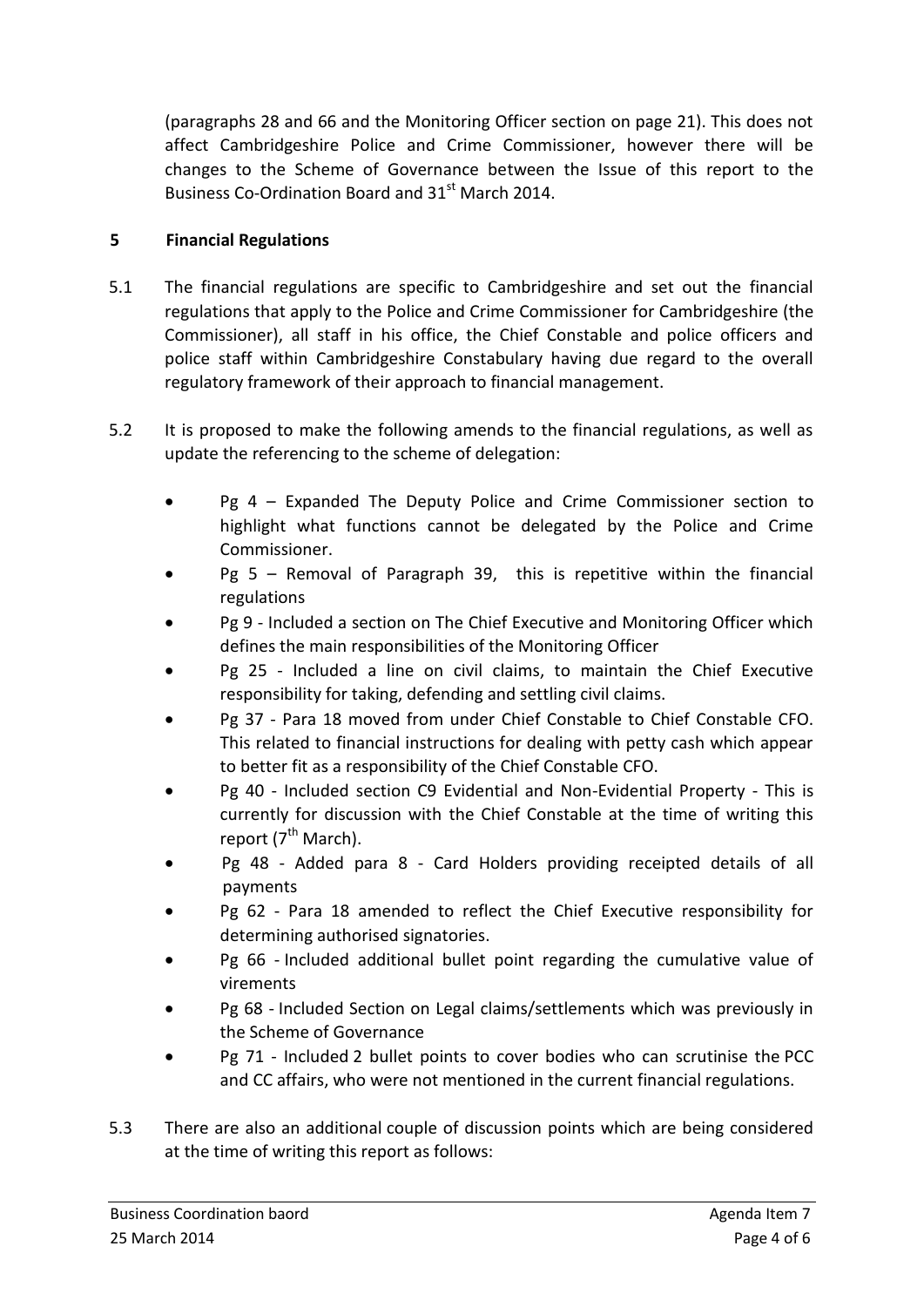(paragraphs 28 and 66 and the Monitoring Officer section on page 21). This does not affect Cambridgeshire Police and Crime Commissioner, however there will be changes to the Scheme of Governance between the Issue of this report to the Business Co-Ordination Board and 31st March 2014.

## 5 Financial Regulations

5.1 The financial regulations are specific to Cambridgeshire and set out the financial regulations that apply to the Police and Crime Commissioner for Cambridgeshire (the Commissioner), all staff in his office, the Chief Constable and police officers and police staff within Cambridgeshire Constabulary having due regard to the overall regulatory framework of their approach to financial management.

5.2 It is proposed to make the following amends to the financial regulations, as well as update the referencing to the scheme of delegation:

- Pg 4 – Expanded The Deputy Police and Crime Commissioner section to highlight what functions cannot be delegated by the Police and Crime Commissioner.
- Pg 5 – Removal of Paragraph 39, this is repetitive within the financial regulations
- Pg 9 - Included a section on The Chief Executive and Monitoring Officer which defines the main responsibilities of the Monitoring Officer
- Pg 25 - Included a line on civil claims, to maintain the Chief Executive responsibility for taking, defending and settling civil claims.
- Pg 37 - Para 18 moved from under Chief Constable to Chief Constable CFO. This related to financial instructions for dealing with petty cash which appear to better fit as a responsibility of the Chief Constable CFO.
- Pg 40 - Included section C9 Evidential and Non-Evidential Property - This is currently for discussion with the Chief Constable at the time of writing this report (7th March).
- Pg 48 - Added para 8 - Card Holders providing receipted details of all payments
- Pg 62 - Para 18 amended to reflect the Chief Executive responsibility for determining authorised signatories.
- Pg 66 - Included additional bullet point regarding the cumulative value of virements
- Pg 68 - Included Section on Legal claims/settlements which was previously in the Scheme of Governance
- Pg 71 - Included 2 bullet points to cover bodies who can scrutinise the PCC and CC affairs, who were not mentioned in the current financial regulations.

5.3 There are also an additional couple of discussion points which are being considered at the time of writing this report as follows: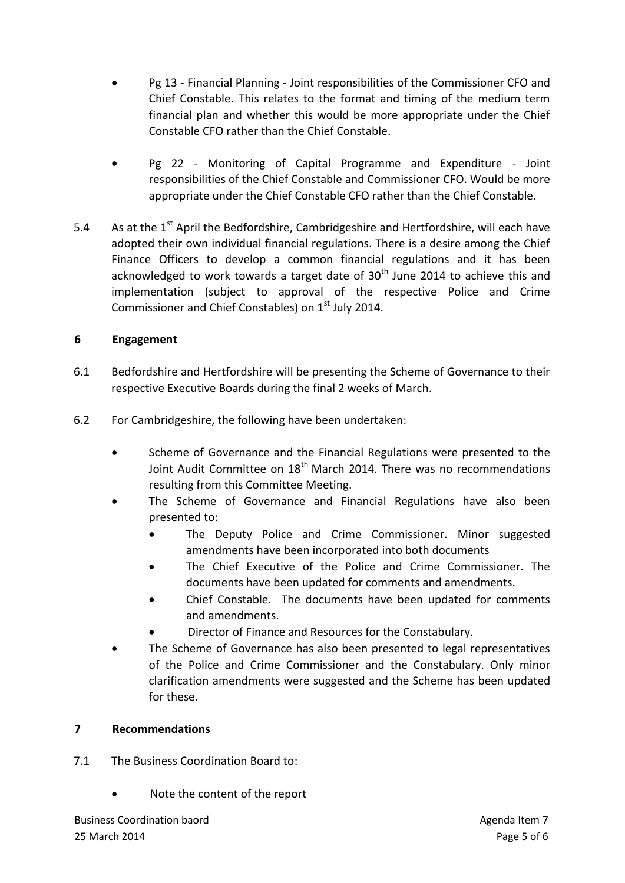- Pg 13 - Financial Planning - Joint responsibilities of the Commissioner CFO and Chief Constable. This relates to the format and timing of the medium term financial plan and whether this would be more appropriate under the Chief Constable CFO rather than the Chief Constable.

- Pg 22 - Monitoring of Capital Programme and Expenditure - Joint responsibilities of the Chief Constable and Commissioner CFO. Would be more appropriate under the Chief Constable CFO rather than the Chief Constable.

5.4 As at the 1st April the Bedfordshire, Cambridgeshire and Hertfordshire, will each have adopted their own individual financial regulations. There is a desire among the Chief Finance Officers to develop a common financial regulations and it has been acknowledged to work towards a target date of 30th June 2014 to achieve this and implementation (subject to approval of the respective Police and Crime Commissioner and Chief Constables) on 1st July 2014.

## 6 Engagement

6.1 Bedfordshire and Hertfordshire will be presenting the Scheme of Governance to their respective Executive Boards during the final 2 weeks of March.

6.2 For Cambridgeshire, the following have been undertaken:

- Scheme of Governance and the Financial Regulations were presented to the Joint Audit Committee on 18th March 2014. There was no recommendations resulting from this Committee Meeting.
- The Scheme of Governance and Financial Regulations have also been presented to:
  - The Deputy Police and Crime Commissioner. Minor suggested amendments have been incorporated into both documents
  - The Chief Executive of the Police and Crime Commissioner. The documents have been updated for comments and amendments.
  - Chief Constable. The documents have been updated for comments and amendments.
  - Director of Finance and Resources for the Constabulary.
- The Scheme of Governance has also been presented to legal representatives of the Police and Crime Commissioner and the Constabulary. Only minor clarification amendments were suggested and the Scheme has been updated for these.

## 7 Recommendations

7.1 The Business Coordination Board to:

- Note the content of the report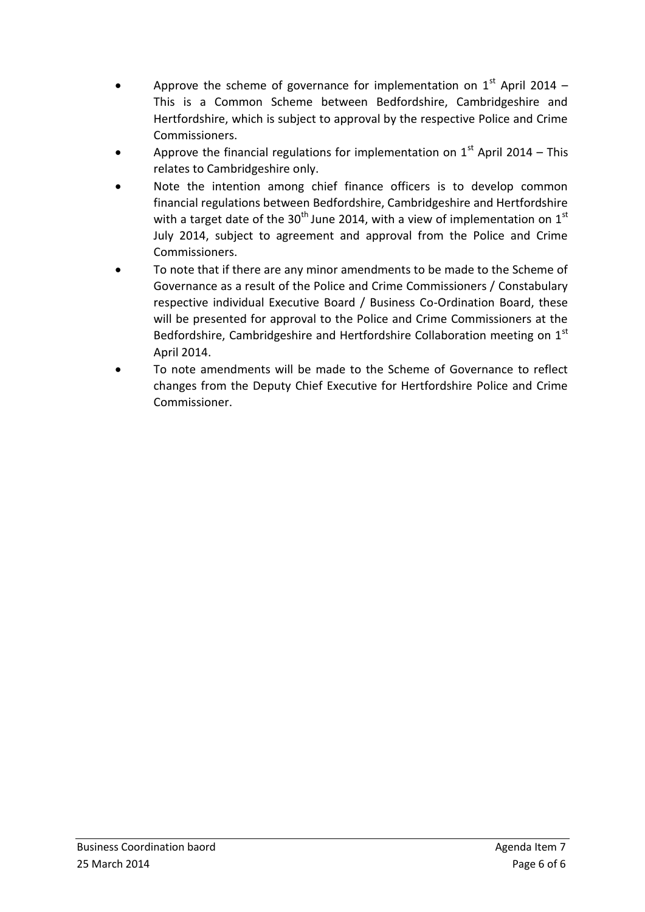- Approve the scheme of governance for implementation on 1st April 2014 – This is a Common Scheme between Bedfordshire, Cambridgeshire and Hertfordshire, which is subject to approval by the respective Police and Crime Commissioners.
- Approve the financial regulations for implementation on 1st April 2014 – This relates to Cambridgeshire only.
- Note the intention among chief finance officers is to develop common financial regulations between Bedfordshire, Cambridgeshire and Hertfordshire with a target date of the 30th June 2014, with a view of implementation on 1st July 2014, subject to agreement and approval from the Police and Crime Commissioners.
- To note that if there are any minor amendments to be made to the Scheme of Governance as a result of the Police and Crime Commissioners / Constabulary respective individual Executive Board / Business Co-Ordination Board, these will be presented for approval to the Police and Crime Commissioners at the Bedfordshire, Cambridgeshire and Hertfordshire Collaboration meeting on 1st April 2014.
- To note amendments will be made to the Scheme of Governance to reflect changes from the Deputy Chief Executive for Hertfordshire Police and Crime Commissioner.